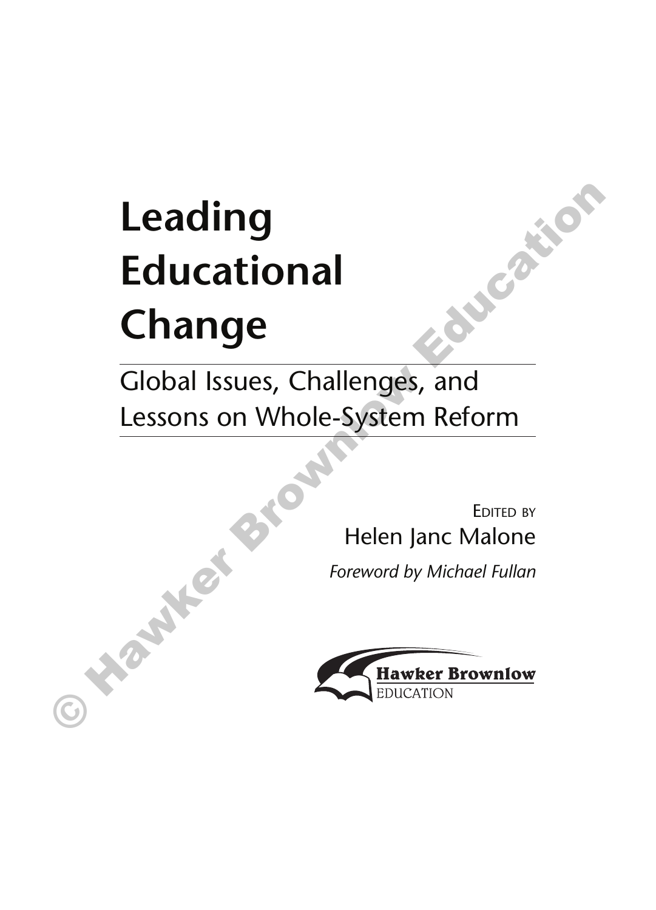# Leading Educational Change

## Global Issues, Challenges, and Lessons on Whole-System Reform

Edited by
Helen Janc Malone

*Foreword by Michael Fullan*

Hawker Brownlow
EDUCATION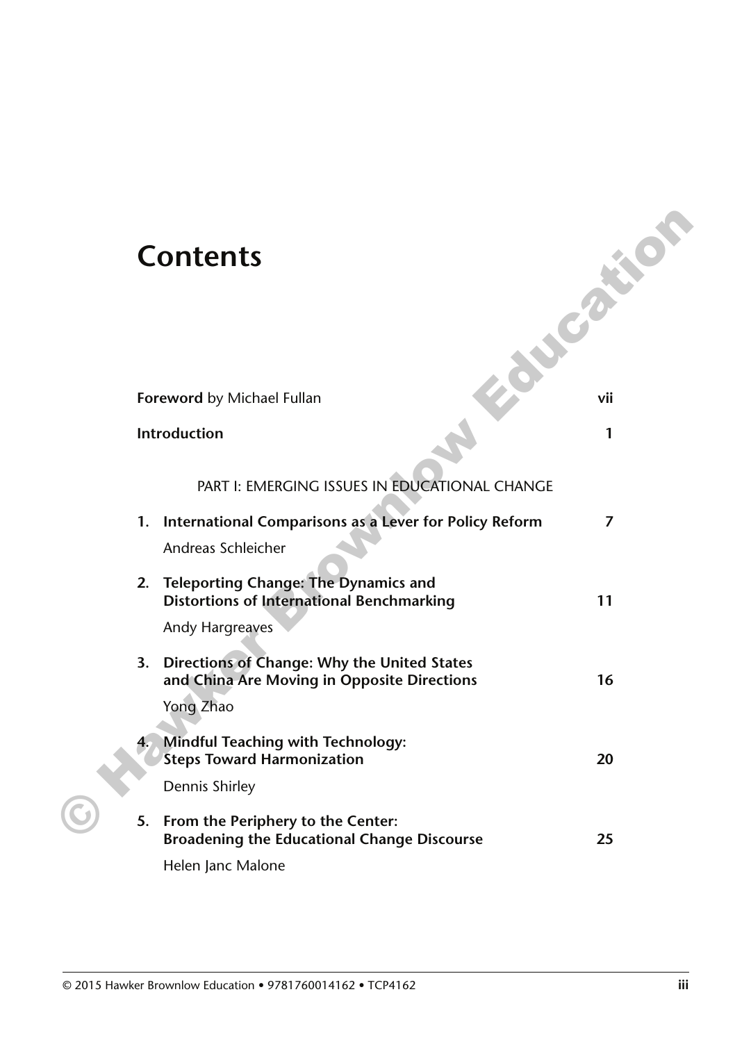# Contents

**Foreword** by Michael Fullan vii

**Introduction** 1

PART I: EMERGING ISSUES IN EDUCATIONAL CHANGE

1. **International Comparisons as a Lever for Policy Reform** 7
   Andreas Schleicher

2. **Teleporting Change: The Dynamics and Distortions of International Benchmarking** 11
   Andy Hargreaves

3. **Directions of Change: Why the United States and China Are Moving in Opposite Directions** 16
   Yong Zhao

4. **Mindful Teaching with Technology: Steps Toward Harmonization** 20
   Dennis Shirley

5. **From the Periphery to the Center: Broadening the Educational Change Discourse** 25
   Helen Janc Malone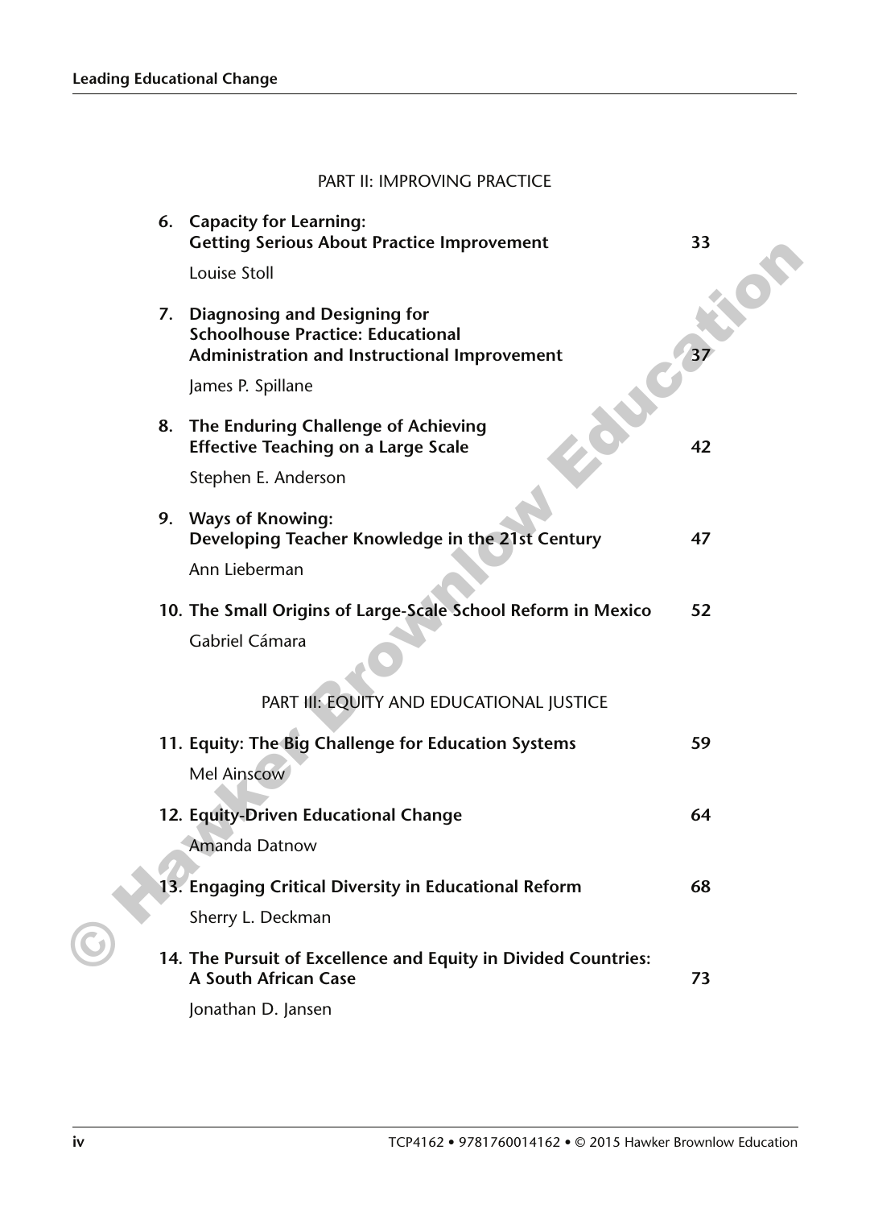## PART II: IMPROVING PRACTICE

6. **Capacity for Learning: Getting Serious About Practice Improvement** — 33

   Louise Stoll

7. **Diagnosing and Designing for Schoolhouse Practice: Educational Administration and Instructional Improvement** — 37

   James P. Spillane

8. **The Enduring Challenge of Achieving Effective Teaching on a Large Scale** — 42

   Stephen E. Anderson

9. **Ways of Knowing: Developing Teacher Knowledge in the 21st Century** — 47

   Ann Lieberman

10. **The Small Origins of Large-Scale School Reform in Mexico** — 52

    Gabriel Cámara

## PART III: EQUITY AND EDUCATIONAL JUSTICE

11. **Equity: The Big Challenge for Education Systems** — 59

    Mel Ainscow

12. **Equity-Driven Educational Change** — 64

    Amanda Datnow

13. **Engaging Critical Diversity in Educational Reform** — 68

    Sherry L. Deckman

14. **The Pursuit of Excellence and Equity in Divided Countries: A South African Case** — 73

    Jonathan D. Jansen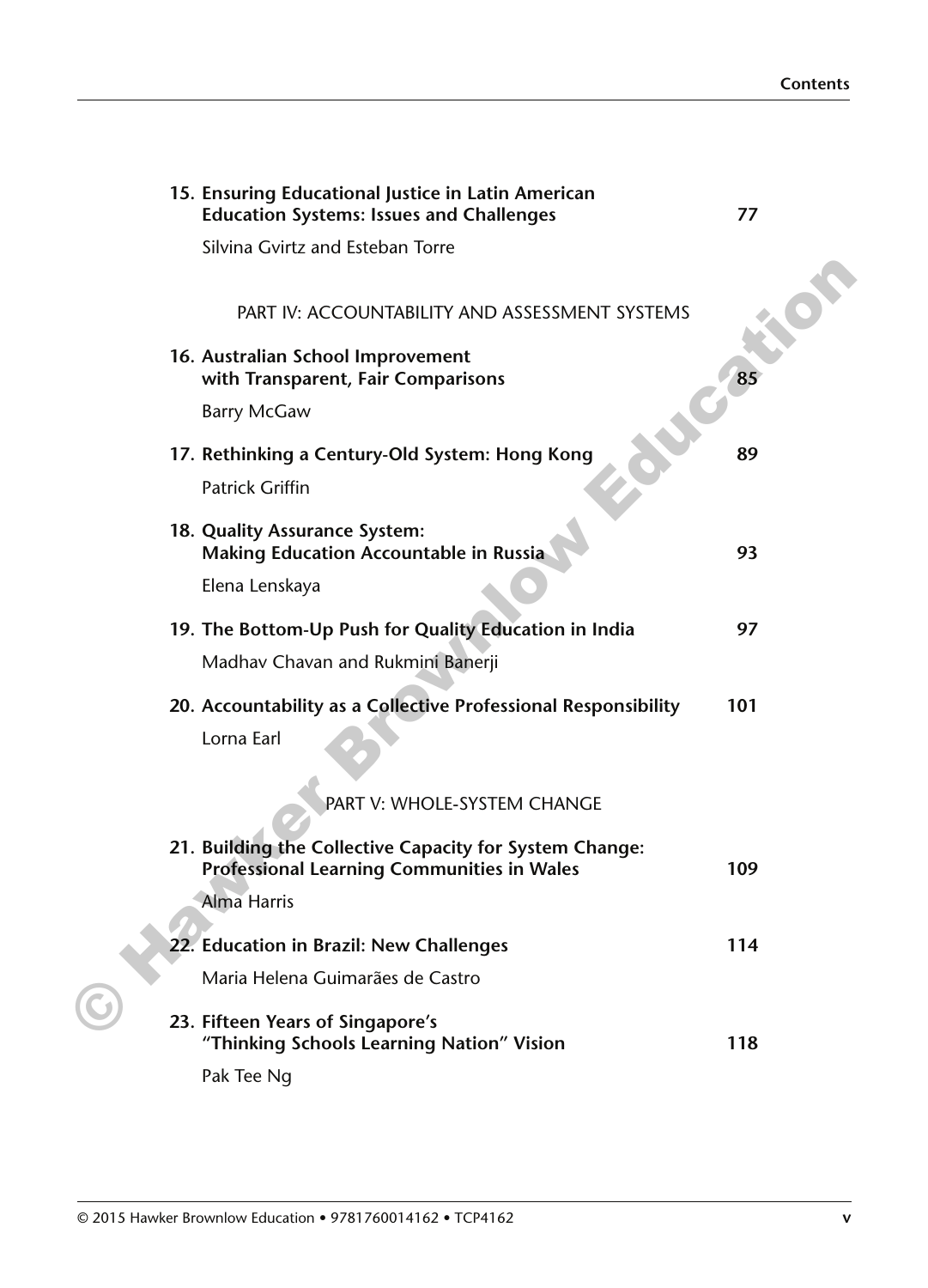**15. Ensuring Educational Justice in Latin American Education Systems: Issues and Challenges** **77**

Silvina Gvirtz and Esteban Torre

PART IV: ACCOUNTABILITY AND ASSESSMENT SYSTEMS

**16. Australian School Improvement with Transparent, Fair Comparisons** **85**

Barry McGaw

**17. Rethinking a Century-Old System: Hong Kong** **89**

Patrick Griffin

**18. Quality Assurance System: Making Education Accountable in Russia** **93**

Elena Lenskaya

**19. The Bottom-Up Push for Quality Education in India** **97**

Madhav Chavan and Rukmini Banerji

**20. Accountability as a Collective Professional Responsibility** **101**

Lorna Earl

PART V: WHOLE-SYSTEM CHANGE

**21. Building the Collective Capacity for System Change: Professional Learning Communities in Wales** **109**

Alma Harris

**22. Education in Brazil: New Challenges** **114**

Maria Helena Guimarães de Castro

**23. Fifteen Years of Singapore's "Thinking Schools Learning Nation" Vision** **118**

Pak Tee Ng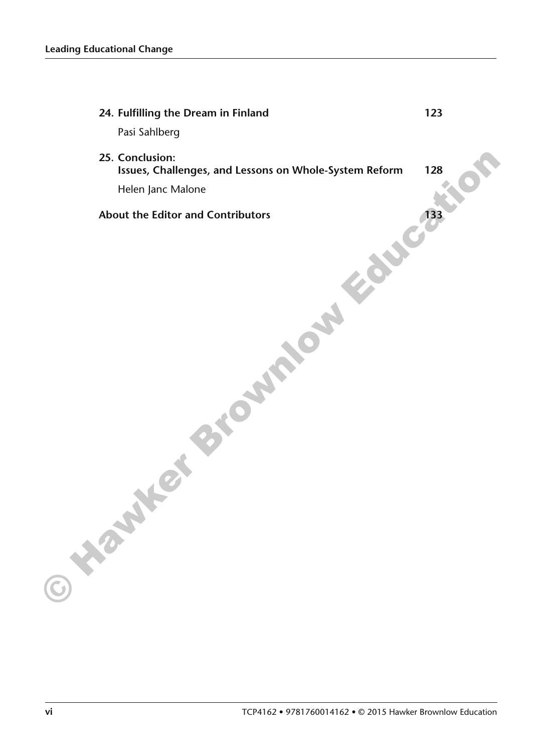**24. Fulfilling the Dream in Finland** **123**

Pasi Sahlberg

**25. Conclusion:**
**Issues, Challenges, and Lessons on Whole-System Reform** **128**

Helen Janc Malone

**About the Editor and Contributors** **133**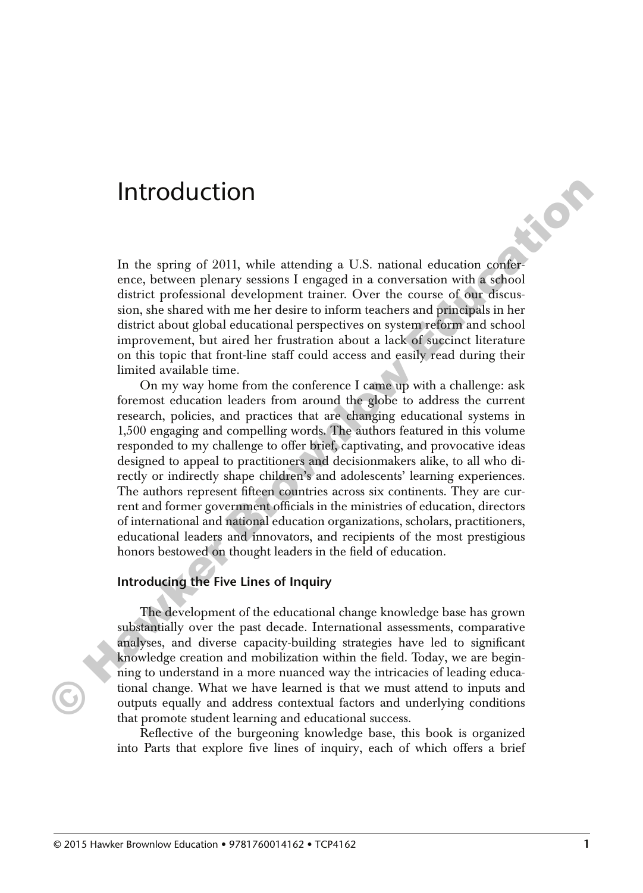# Introduction

In the spring of 2011, while attending a U.S. national education conference, between plenary sessions I engaged in a conversation with a school district professional development trainer. Over the course of our discussion, she shared with me her desire to inform teachers and principals in her district about global educational perspectives on system reform and school improvement, but aired her frustration about a lack of succinct literature on this topic that front-line staff could access and easily read during their limited available time.

On my way home from the conference I came up with a challenge: ask foremost education leaders from around the globe to address the current research, policies, and practices that are changing educational systems in 1,500 engaging and compelling words. The authors featured in this volume responded to my challenge to offer brief, captivating, and provocative ideas designed to appeal to practitioners and decisionmakers alike, to all who directly or indirectly shape children's and adolescents' learning experiences. The authors represent fifteen countries across six continents. They are current and former government officials in the ministries of education, directors of international and national education organizations, scholars, practitioners, educational leaders and innovators, and recipients of the most prestigious honors bestowed on thought leaders in the field of education.

## Introducing the Five Lines of Inquiry

The development of the educational change knowledge base has grown substantially over the past decade. International assessments, comparative analyses, and diverse capacity-building strategies have led to significant knowledge creation and mobilization within the field. Today, we are beginning to understand in a more nuanced way the intricacies of leading educational change. What we have learned is that we must attend to inputs and outputs equally and address contextual factors and underlying conditions that promote student learning and educational success.

Reflective of the burgeoning knowledge base, this book is organized into Parts that explore five lines of inquiry, each of which offers a brief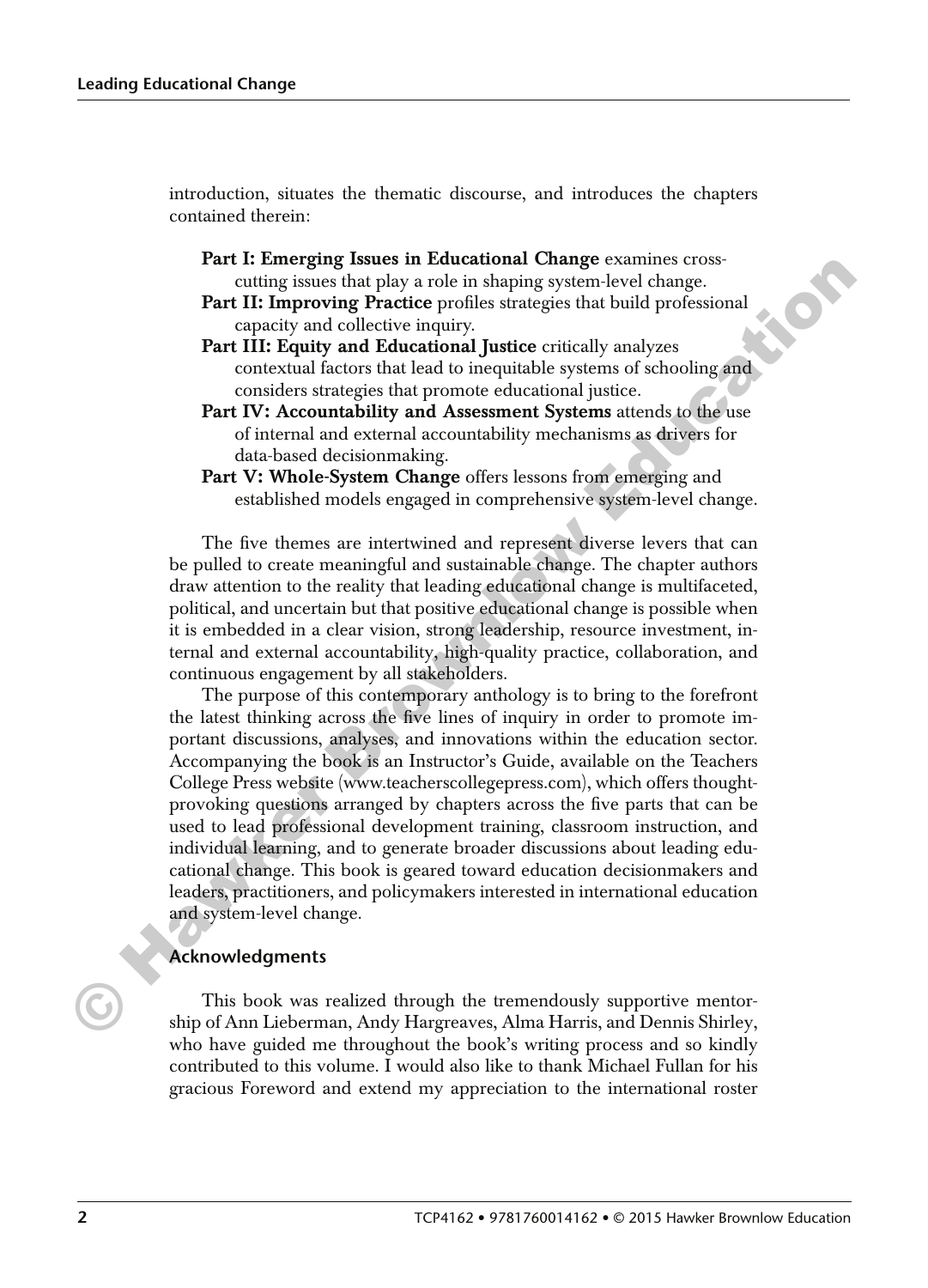introduction, situates the thematic discourse, and introduces the chapters contained therein:

- **Part I: Emerging Issues in Educational Change** examines cross-cutting issues that play a role in shaping system-level change.
- **Part II: Improving Practice** profiles strategies that build professional capacity and collective inquiry.
- **Part III: Equity and Educational Justice** critically analyzes contextual factors that lead to inequitable systems of schooling and considers strategies that promote educational justice.
- **Part IV: Accountability and Assessment Systems** attends to the use of internal and external accountability mechanisms as drivers for data-based decisionmaking.
- **Part V: Whole-System Change** offers lessons from emerging and established models engaged in comprehensive system-level change.

The five themes are intertwined and represent diverse levers that can be pulled to create meaningful and sustainable change. The chapter authors draw attention to the reality that leading educational change is multifaceted, political, and uncertain but that positive educational change is possible when it is embedded in a clear vision, strong leadership, resource investment, internal and external accountability, high-quality practice, collaboration, and continuous engagement by all stakeholders.

The purpose of this contemporary anthology is to bring to the forefront the latest thinking across the five lines of inquiry in order to promote important discussions, analyses, and innovations within the education sector. Accompanying the book is an Instructor's Guide, available on the Teachers College Press website (www.teacherscollegepress.com), which offers thought-provoking questions arranged by chapters across the five parts that can be used to lead professional development training, classroom instruction, and individual learning, and to generate broader discussions about leading educational change. This book is geared toward education decisionmakers and leaders, practitioners, and policymakers interested in international education and system-level change.

## Acknowledgments

This book was realized through the tremendously supportive mentorship of Ann Lieberman, Andy Hargreaves, Alma Harris, and Dennis Shirley, who have guided me throughout the book's writing process and so kindly contributed to this volume. I would also like to thank Michael Fullan for his gracious Foreword and extend my appreciation to the international roster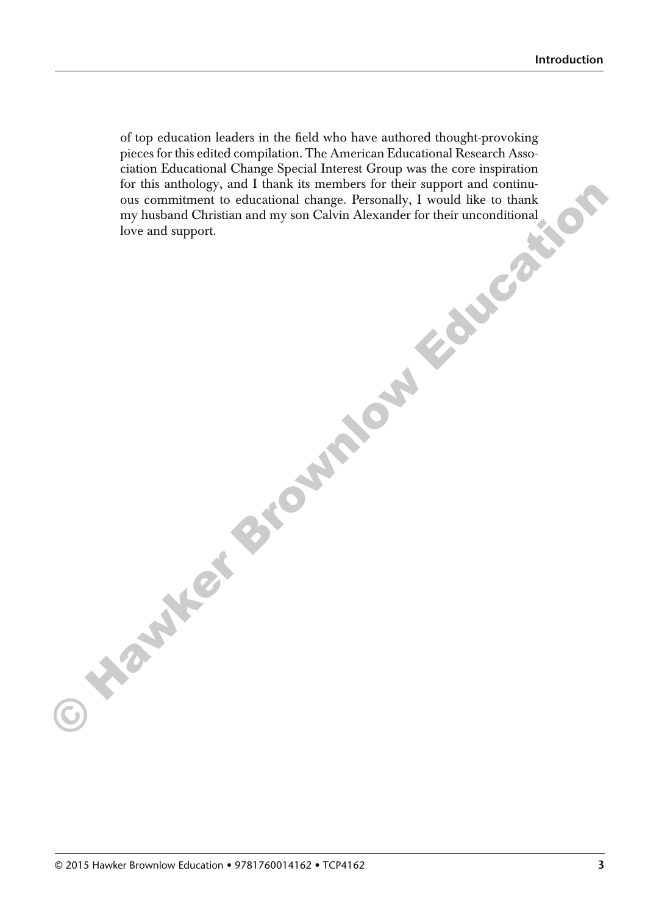of top education leaders in the field who have authored thought-provoking pieces for this edited compilation. The American Educational Research Association Educational Change Special Interest Group was the core inspiration for this anthology, and I thank its members for their support and continuous commitment to educational change. Personally, I would like to thank my husband Christian and my son Calvin Alexander for their unconditional love and support.